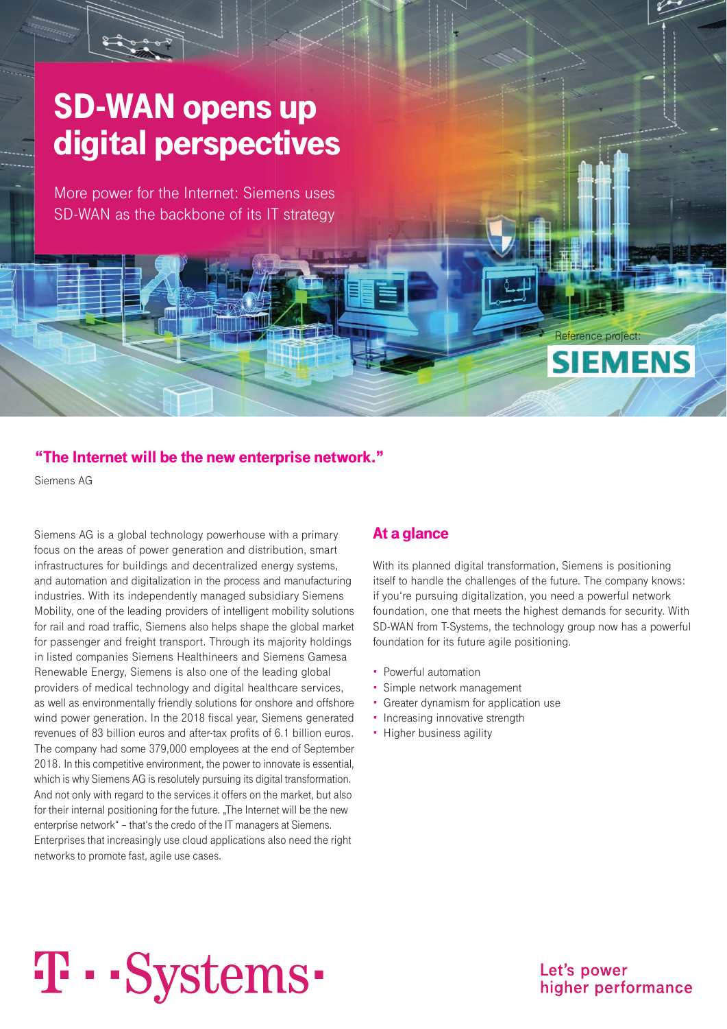# SD-WAN opens up digital perspectives

More power for the Internet: Siemens uses SD-WAN as the backbone of its IT strategy

Reference project: SIEMENS

**"The Internet will be the new enterprise network."**

Siemens AG

Siemens AG is a global technology powerhouse with a primary focus on the areas of power generation and distribution, smart infrastructures for buildings and decentralized energy systems, and automation and digitalization in the process and manufacturing industries. With its independently managed subsidiary Siemens Mobility, one of the leading providers of intelligent mobility solutions for rail and road traffic, Siemens also helps shape the global market for passenger and freight transport. Through its majority holdings in listed companies Siemens Healthineers and Siemens Gamesa Renewable Energy, Siemens is also one of the leading global providers of medical technology and digital healthcare services, as well as environmentally friendly solutions for onshore and offshore wind power generation. In the 2018 fiscal year, Siemens generated revenues of 83 billion euros and after-tax profits of 6.1 billion euros. The company had some 379,000 employees at the end of September 2018. In this competitive environment, the power to innovate is essential, which is why Siemens AG is resolutely pursuing its digital transformation. And not only with regard to the services it offers on the market, but also for their internal positioning for the future. „The Internet will be the new enterprise network" – that's the credo of the IT managers at Siemens. Enterprises that increasingly use cloud applications also need the right networks to promote fast, agile use cases.

## At a glance

With its planned digital transformation, Siemens is positioning itself to handle the challenges of the future. The company knows: if you're pursuing digitalization, you need a powerful network foundation, one that meets the highest demands for security. With SD-WAN from T-Systems, the technology group now has a powerful foundation for its future agile positioning.

- Powerful automation
- Simple network management
- Greater dynamism for application use
- Increasing innovative strength
- Higher business agility

T · · Systems·

Let's power higher performance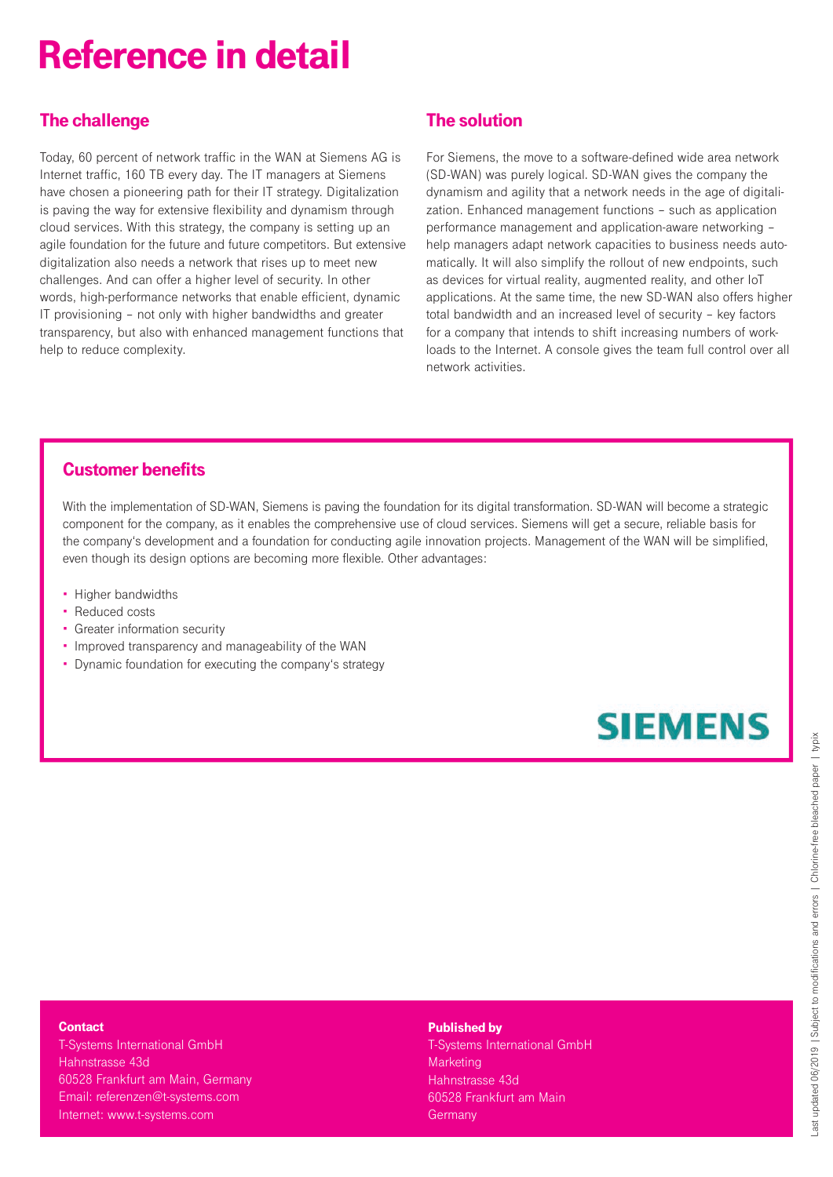# Reference in detail

## The challenge

Today, 60 percent of network traffic in the WAN at Siemens AG is Internet traffic, 160 TB every day. The IT managers at Siemens have chosen a pioneering path for their IT strategy. Digitalization is paving the way for extensive flexibility and dynamism through cloud services. With this strategy, the company is setting up an agile foundation for the future and future competitors. But extensive digitalization also needs a network that rises up to meet new challenges. And can offer a higher level of security. In other words, high-performance networks that enable efficient, dynamic IT provisioning – not only with higher bandwidths and greater transparency, but also with enhanced management functions that help to reduce complexity.

## The solution

For Siemens, the move to a software-defined wide area network (SD-WAN) was purely logical. SD-WAN gives the company the dynamism and agility that a network needs in the age of digitalization. Enhanced management functions – such as application performance management and application-aware networking – help managers adapt network capacities to business needs automatically. It will also simplify the rollout of new endpoints, such as devices for virtual reality, augmented reality, and other IoT applications. At the same time, the new SD-WAN also offers higher total bandwidth and an increased level of security – key factors for a company that intends to shift increasing numbers of workloads to the Internet. A console gives the team full control over all network activities.

## Customer benefits

With the implementation of SD-WAN, Siemens is paving the foundation for its digital transformation. SD-WAN will become a strategic component for the company, as it enables the comprehensive use of cloud services. Siemens will get a secure, reliable basis for the company's development and a foundation for conducting agile innovation projects. Management of the WAN will be simplified, even though its design options are becoming more flexible. Other advantages:

- Higher bandwidths
- Reduced costs
- Greater information security
- Improved transparency and manageability of the WAN
- Dynamic foundation for executing the company's strategy

SIEMENS

**Contact**
T-Systems International GmbH
Hahnstrasse 43d
60528 Frankfurt am Main, Germany
Email: referenzen@t-systems.com
Internet: www.t-systems.com

**Published by**
T-Systems International GmbH
Marketing
Hahnstrasse 43d
60528 Frankfurt am Main
Germany

Last updated 06/2019 | Subject to modifications and errors | Chlorine-free bleached paper | typix